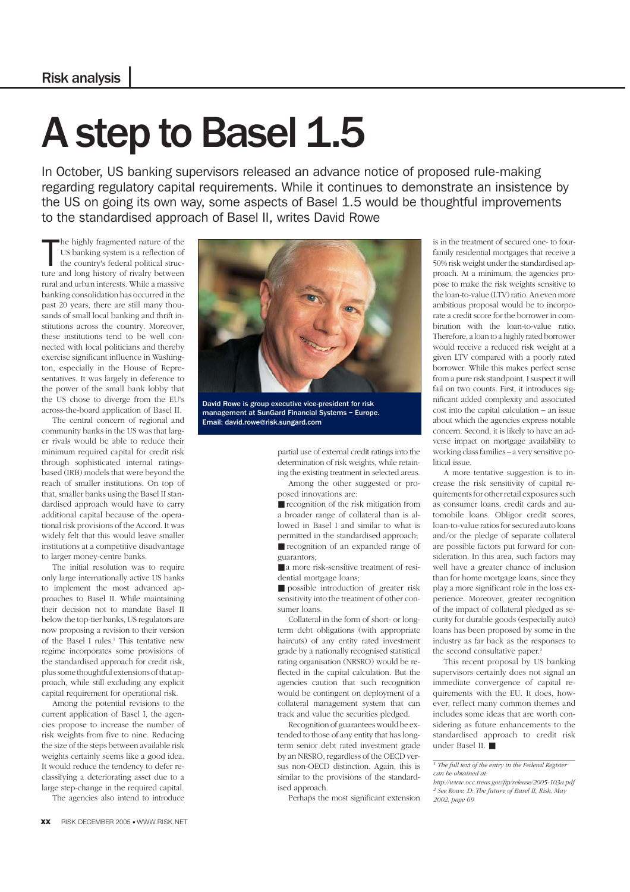Risk analysis

# A step to Basel 1.5

In October, US banking supervisors released an advance notice of proposed rule-making regarding regulatory capital requirements. While it continues to demonstrate an insistence by the US on going its own way, some aspects of Basel 1.5 would be thoughtful improvements to the standardised approach of Basel II, writes David Rowe

The highly fragmented nature of the US banking system is a reflection of the country's federal political structure and long history of rivalry between rural and urban interests. While a massive banking consolidation has occurred in the past 20 years, there are still many thousands of small local banking and thrift institutions across the country. Moreover, these institutions tend to be well connected with local politicians and thereby exercise significant influence in Washington, especially in the House of Representatives. It was largely in deference to the power of the small bank lobby that the US chose to diverge from the EU's across-the-board application of Basel II.

The central concern of regional and community banks in the US was that larger rivals would be able to reduce their minimum required capital for credit risk through sophisticated internal ratings-based (IRB) models that were beyond the reach of smaller institutions. On top of that, smaller banks using the Basel II standardised approach would have to carry additional capital because of the operational risk provisions of the Accord. It was widely felt that this would leave smaller institutions at a competitive disadvantage to larger money-centre banks.

The initial resolution was to require only large internationally active US banks to implement the most advanced approaches to Basel II. While maintaining their decision not to mandate Basel II below the top-tier banks, US regulators are now proposing a revision to their version of the Basel I rules.[1] This tentative new regime incorporates some provisions of the standardised approach for credit risk, plus some thoughtful extensions of that approach, while still excluding any explicit capital requirement for operational risk.

Among the potential revisions to the current application of Basel I, the agencies propose to increase the number of risk weights from five to nine. Reducing the size of the steps between available risk weights certainly seems like a good idea. It would reduce the tendency to defer reclassifying a deteriorating asset due to a large step-change in the required capital.

The agencies also intend to introduce partial use of external credit ratings into the determination of risk weights, while retaining the existing treatment in selected areas.

Among the other suggested or proposed innovations are:

- recognition of the risk mitigation from a broader range of collateral than is allowed in Basel I and similar to what is permitted in the standardised approach;
- recognition of an expanded range of guarantors;
- a more risk-sensitive treatment of residential mortgage loans;
- possible introduction of greater risk sensitivity into the treatment of other consumer loans.

Collateral in the form of short- or long-term debt obligations (with appropriate haircuts) of any entity rated investment grade by a nationally recognised statistical rating organisation (NRSRO) would be reflected in the capital calculation. But the agencies caution that such recognition would be contingent on deployment of a collateral management system that can track and value the securities pledged.

Recognition of guarantees would be extended to those of any entity that has long-term senior debt rated investment grade by an NRSRO, regardless of the OECD versus non-OECD distinction. Again, this is similar to the provisions of the standardised approach.

Perhaps the most significant extension is in the treatment of secured one- to four-family residential mortgages that receive a 50% risk weight under the standardised approach. At a minimum, the agencies propose to make the risk weights sensitive to the loan-to-value (LTV) ratio. An even more ambitious proposal would be to incorporate a credit score for the borrower in combination with the loan-to-value ratio. Therefore, a loan to a highly rated borrower would receive a reduced risk weight at a given LTV compared with a poorly rated borrower. While this makes perfect sense from a pure risk standpoint, I suspect it will fail on two counts. First, it introduces significant added complexity and associated cost into the capital calculation – an issue about which the agencies express notable concern. Second, it is likely to have an adverse impact on mortgage availability to working class families – a very sensitive political issue.

A more tentative suggestion is to increase the risk sensitivity of capital requirements for other retail exposures such as consumer loans, credit cards and automobile loans. Obligor credit scores, loan-to-value ratios for secured auto loans and/or the pledge of separate collateral are possible factors put forward for consideration. In this area, such factors may well have a greater chance of inclusion than for home mortgage loans, since they play a more significant role in the loss experience. Moreover, greater recognition of the impact of collateral pledged as security for durable goods (especially auto) loans has been proposed by some in the industry as far back as the responses to the second consultative paper.[2]

This recent proposal by US banking supervisors certainly does not signal an immediate convergence of capital requirements with the EU. It does, however, reflect many common themes and includes some ideas that are worth considering as future enhancements to the standardised approach to credit risk under Basel II. ■

David Rowe is group executive vice-president for risk management at SunGard Financial Systems – Europe. Email: david.rowe@risk.sungard.com

[1] *The full text of the entry in the Federal Register can be obtained at: http://www.occ.treas.gov/ftp/release/2005-103a.pdf*

[2] *See Rowe, D: The future of Basel II, Risk, May 2002, page 69*